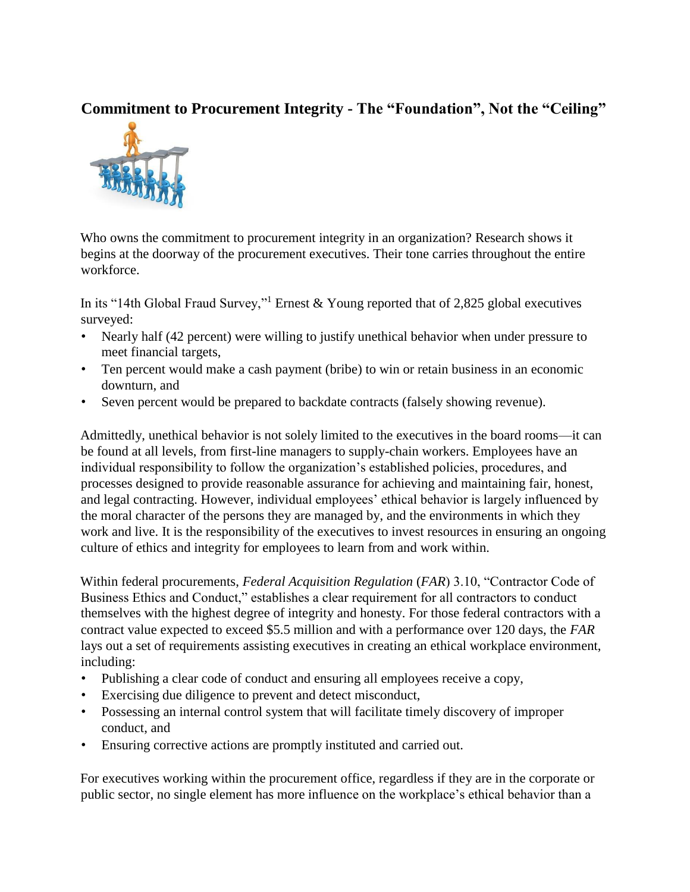# Commitment to Procurement Integrity - The "Foundation", Not the "Ceiling"

Who owns the commitment to procurement integrity in an organization? Research shows it begins at the doorway of the procurement executives. Their tone carries throughout the entire workforce.

In its "14th Global Fraud Survey,"[1] Ernest & Young reported that of 2,825 global executives surveyed:

- Nearly half (42 percent) were willing to justify unethical behavior when under pressure to meet financial targets,
- Ten percent would make a cash payment (bribe) to win or retain business in an economic downturn, and
- Seven percent would be prepared to backdate contracts (falsely showing revenue).

Admittedly, unethical behavior is not solely limited to the executives in the board rooms—it can be found at all levels, from first-line managers to supply-chain workers. Employees have an individual responsibility to follow the organization's established policies, procedures, and processes designed to provide reasonable assurance for achieving and maintaining fair, honest, and legal contracting. However, individual employees' ethical behavior is largely influenced by the moral character of the persons they are managed by, and the environments in which they work and live. It is the responsibility of the executives to invest resources in ensuring an ongoing culture of ethics and integrity for employees to learn from and work within.

Within federal procurements, *Federal Acquisition Regulation* (*FAR*) 3.10, "Contractor Code of Business Ethics and Conduct," establishes a clear requirement for all contractors to conduct themselves with the highest degree of integrity and honesty. For those federal contractors with a contract value expected to exceed $5.5 million and with a performance over 120 days, the *FAR* lays out a set of requirements assisting executives in creating an ethical workplace environment, including:

- Publishing a clear code of conduct and ensuring all employees receive a copy,
- Exercising due diligence to prevent and detect misconduct,
- Possessing an internal control system that will facilitate timely discovery of improper conduct, and
- Ensuring corrective actions are promptly instituted and carried out.

For executives working within the procurement office, regardless if they are in the corporate or public sector, no single element has more influence on the workplace's ethical behavior than a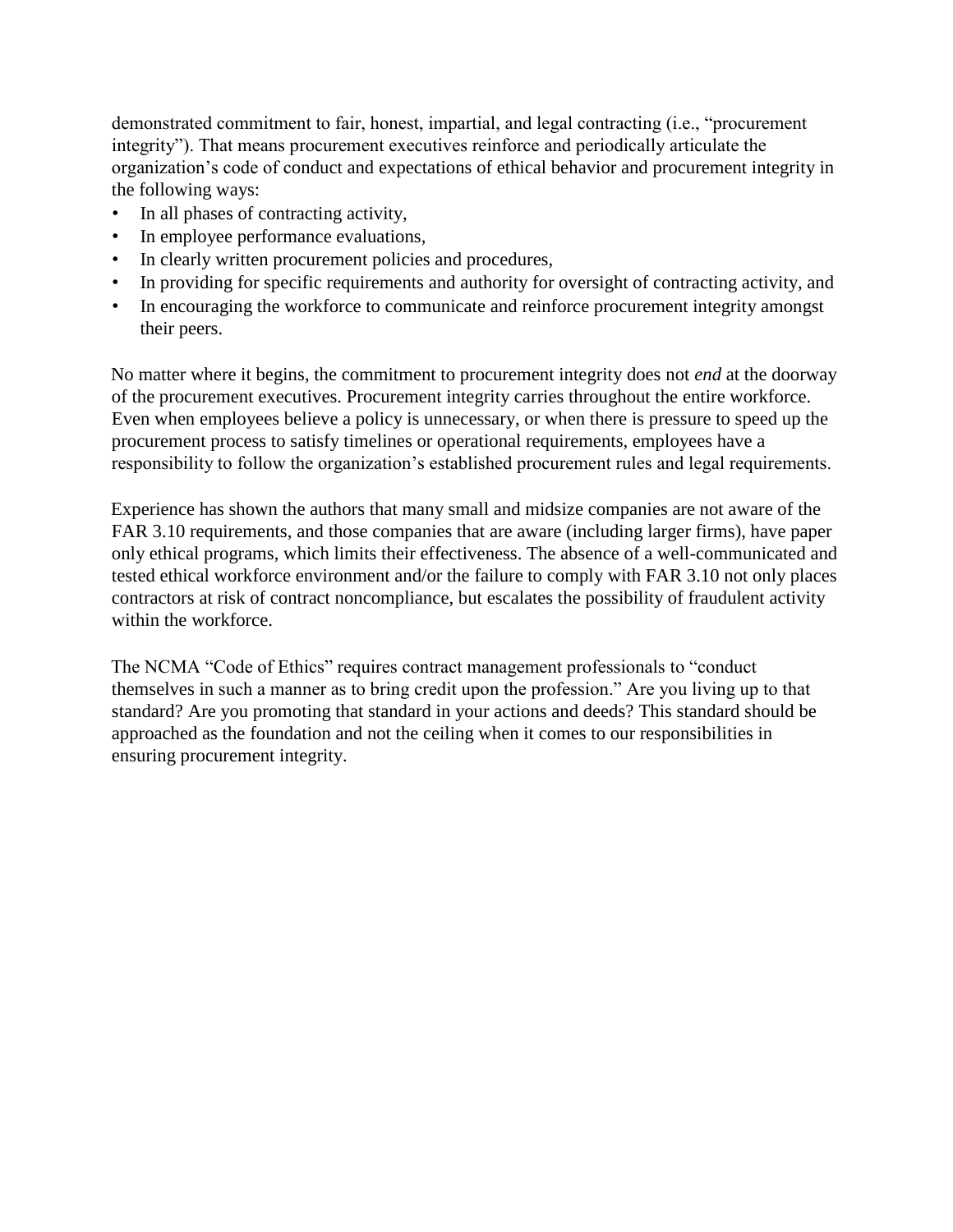demonstrated commitment to fair, honest, impartial, and legal contracting (i.e., "procurement integrity"). That means procurement executives reinforce and periodically articulate the organization's code of conduct and expectations of ethical behavior and procurement integrity in the following ways:

- In all phases of contracting activity,
- In employee performance evaluations,
- In clearly written procurement policies and procedures,
- In providing for specific requirements and authority for oversight of contracting activity, and
- In encouraging the workforce to communicate and reinforce procurement integrity amongst their peers.

No matter where it begins, the commitment to procurement integrity does not *end* at the doorway of the procurement executives. Procurement integrity carries throughout the entire workforce. Even when employees believe a policy is unnecessary, or when there is pressure to speed up the procurement process to satisfy timelines or operational requirements, employees have a responsibility to follow the organization's established procurement rules and legal requirements.

Experience has shown the authors that many small and midsize companies are not aware of the FAR 3.10 requirements, and those companies that are aware (including larger firms), have paper only ethical programs, which limits their effectiveness. The absence of a well-communicated and tested ethical workforce environment and/or the failure to comply with FAR 3.10 not only places contractors at risk of contract noncompliance, but escalates the possibility of fraudulent activity within the workforce.

The NCMA "Code of Ethics" requires contract management professionals to "conduct themselves in such a manner as to bring credit upon the profession." Are you living up to that standard? Are you promoting that standard in your actions and deeds? This standard should be approached as the foundation and not the ceiling when it comes to our responsibilities in ensuring procurement integrity.